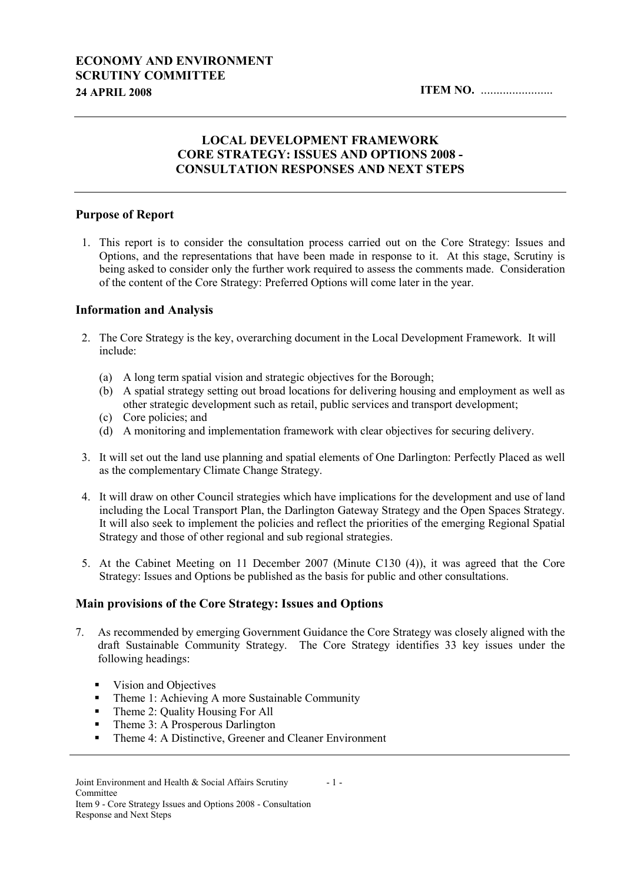**ECONOMY AND ENVIRONMENT SCRUTINY COMMITTEE**
**24 APRIL 2008**

**ITEM NO.** .....................

# LOCAL DEVELOPMENT FRAMEWORK CORE STRATEGY: ISSUES AND OPTIONS 2008 - CONSULTATION RESPONSES AND NEXT STEPS

## Purpose of Report

1. This report is to consider the consultation process carried out on the Core Strategy: Issues and Options, and the representations that have been made in response to it. At this stage, Scrutiny is being asked to consider only the further work required to assess the comments made. Consideration of the content of the Core Strategy: Preferred Options will come later in the year.

## Information and Analysis

2. The Core Strategy is the key, overarching document in the Local Development Framework. It will include:

   (a) A long term spatial vision and strategic objectives for the Borough;
   (b) A spatial strategy setting out broad locations for delivering housing and employment as well as other strategic development such as retail, public services and transport development;
   (c) Core policies; and
   (d) A monitoring and implementation framework with clear objectives for securing delivery.

3. It will set out the land use planning and spatial elements of One Darlington: Perfectly Placed as well as the complementary Climate Change Strategy.

4. It will draw on other Council strategies which have implications for the development and use of land including the Local Transport Plan, the Darlington Gateway Strategy and the Open Spaces Strategy. It will also seek to implement the policies and reflect the priorities of the emerging Regional Spatial Strategy and those of other regional and sub regional strategies.

5. At the Cabinet Meeting on 11 December 2007 (Minute C130 (4)), it was agreed that the Core Strategy: Issues and Options be published as the basis for public and other consultations.

## Main provisions of the Core Strategy: Issues and Options

7. As recommended by emerging Government Guidance the Core Strategy was closely aligned with the draft Sustainable Community Strategy. The Core Strategy identifies 33 key issues under the following headings:

   - Vision and Objectives
   - Theme 1: Achieving A more Sustainable Community
   - Theme 2: Quality Housing For All
   - Theme 3: A Prosperous Darlington
   - Theme 4: A Distinctive, Greener and Cleaner Environment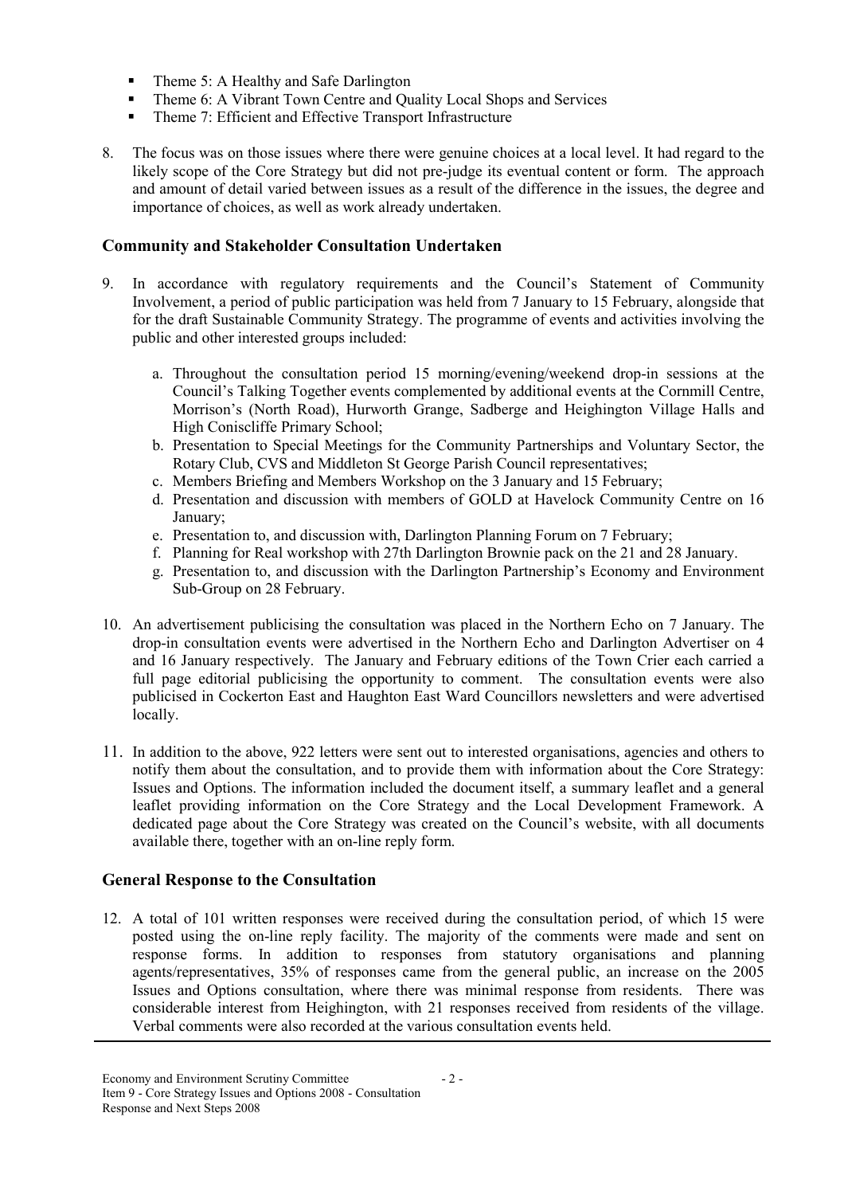- Theme 5: A Healthy and Safe Darlington
- Theme 6: A Vibrant Town Centre and Quality Local Shops and Services
- Theme 7: Efficient and Effective Transport Infrastructure

8. The focus was on those issues where there were genuine choices at a local level. It had regard to the likely scope of the Core Strategy but did not pre-judge its eventual content or form. The approach and amount of detail varied between issues as a result of the difference in the issues, the degree and importance of choices, as well as work already undertaken.

### Community and Stakeholder Consultation Undertaken

9. In accordance with regulatory requirements and the Council's Statement of Community Involvement, a period of public participation was held from 7 January to 15 February, alongside that for the draft Sustainable Community Strategy. The programme of events and activities involving the public and other interested groups included:

   a. Throughout the consultation period 15 morning/evening/weekend drop-in sessions at the Council's Talking Together events complemented by additional events at the Cornmill Centre, Morrison's (North Road), Hurworth Grange, Sadberge and Heighington Village Halls and High Coniscliffe Primary School;
   b. Presentation to Special Meetings for the Community Partnerships and Voluntary Sector, the Rotary Club, CVS and Middleton St George Parish Council representatives;
   c. Members Briefing and Members Workshop on the 3 January and 15 February;
   d. Presentation and discussion with members of GOLD at Havelock Community Centre on 16 January;
   e. Presentation to, and discussion with, Darlington Planning Forum on 7 February;
   f. Planning for Real workshop with 27th Darlington Brownie pack on the 21 and 28 January.
   g. Presentation to, and discussion with the Darlington Partnership's Economy and Environment Sub-Group on 28 February.

10. An advertisement publicising the consultation was placed in the Northern Echo on 7 January. The drop-in consultation events were advertised in the Northern Echo and Darlington Advertiser on 4 and 16 January respectively. The January and February editions of the Town Crier each carried a full page editorial publicising the opportunity to comment. The consultation events were also publicised in Cockerton East and Haughton East Ward Councillors newsletters and were advertised locally.

11. In addition to the above, 922 letters were sent out to interested organisations, agencies and others to notify them about the consultation, and to provide them with information about the Core Strategy: Issues and Options. The information included the document itself, a summary leaflet and a general leaflet providing information on the Core Strategy and the Local Development Framework. A dedicated page about the Core Strategy was created on the Council's website, with all documents available there, together with an on-line reply form.

### General Response to the Consultation

12. A total of 101 written responses were received during the consultation period, of which 15 were posted using the on-line reply facility. The majority of the comments were made and sent on response forms. In addition to responses from statutory organisations and planning agents/representatives, 35% of responses came from the general public, an increase on the 2005 Issues and Options consultation, where there was minimal response from residents. There was considerable interest from Heighington, with 21 responses received from residents of the village. Verbal comments were also recorded at the various consultation events held.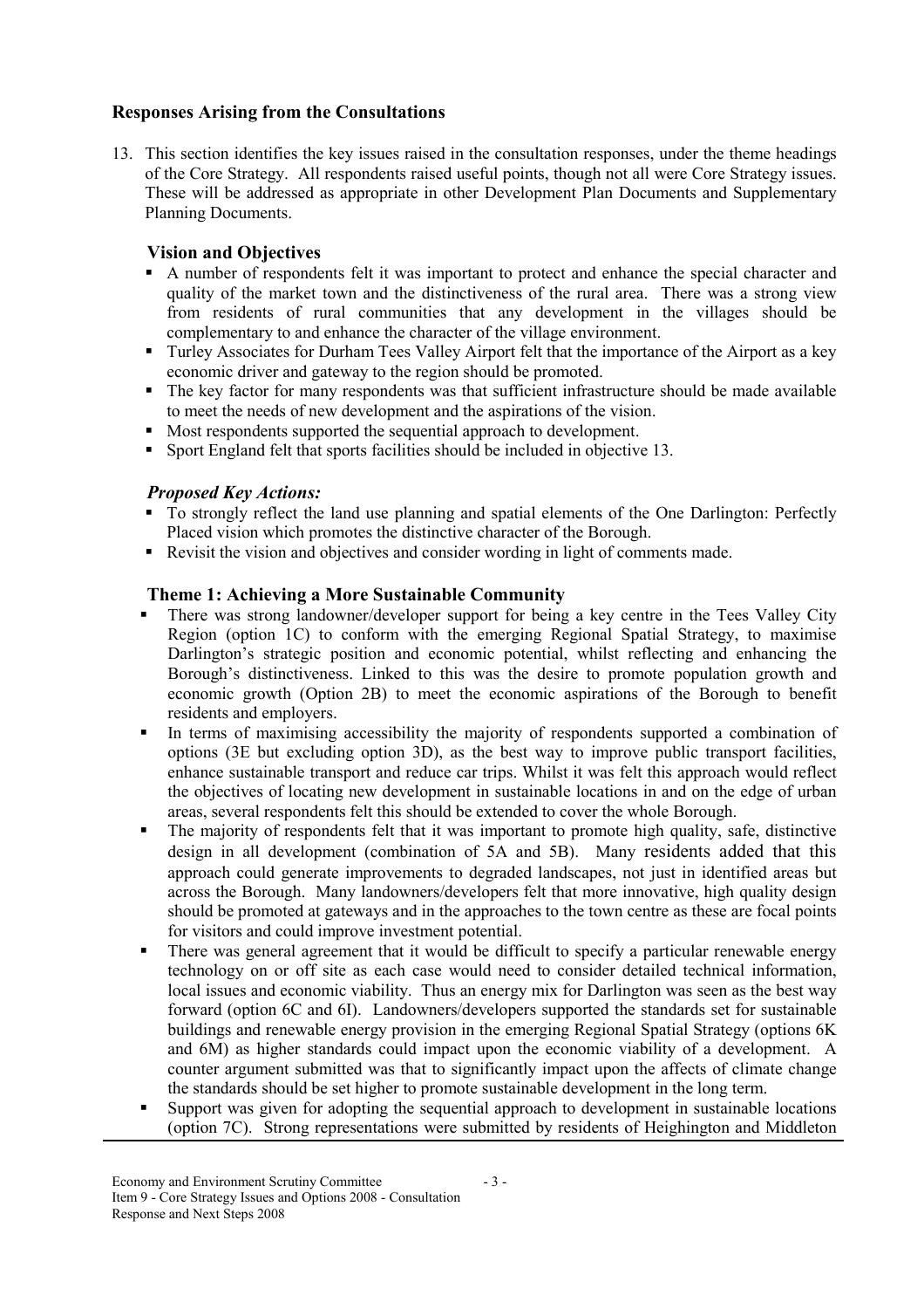## Responses Arising from the Consultations

13. This section identifies the key issues raised in the consultation responses, under the theme headings of the Core Strategy. All respondents raised useful points, though not all were Core Strategy issues. These will be addressed as appropriate in other Development Plan Documents and Supplementary Planning Documents.

### Vision and Objectives

- A number of respondents felt it was important to protect and enhance the special character and quality of the market town and the distinctiveness of the rural area. There was a strong view from residents of rural communities that any development in the villages should be complementary to and enhance the character of the village environment.
- Turley Associates for Durham Tees Valley Airport felt that the importance of the Airport as a key economic driver and gateway to the region should be promoted.
- The key factor for many respondents was that sufficient infrastructure should be made available to meet the needs of new development and the aspirations of the vision.
- Most respondents supported the sequential approach to development.
- Sport England felt that sports facilities should be included in objective 13.

### *Proposed Key Actions:*

- To strongly reflect the land use planning and spatial elements of the One Darlington: Perfectly Placed vision which promotes the distinctive character of the Borough.
- Revisit the vision and objectives and consider wording in light of comments made.

### Theme 1: Achieving a More Sustainable Community

- There was strong landowner/developer support for being a key centre in the Tees Valley City Region (option 1C) to conform with the emerging Regional Spatial Strategy, to maximise Darlington's strategic position and economic potential, whilst reflecting and enhancing the Borough's distinctiveness. Linked to this was the desire to promote population growth and economic growth (Option 2B) to meet the economic aspirations of the Borough to benefit residents and employers.
- In terms of maximising accessibility the majority of respondents supported a combination of options (3E but excluding option 3D), as the best way to improve public transport facilities, enhance sustainable transport and reduce car trips. Whilst it was felt this approach would reflect the objectives of locating new development in sustainable locations in and on the edge of urban areas, several respondents felt this should be extended to cover the whole Borough.
- The majority of respondents felt that it was important to promote high quality, safe, distinctive design in all development (combination of 5A and 5B). Many residents added that this approach could generate improvements to degraded landscapes, not just in identified areas but across the Borough. Many landowners/developers felt that more innovative, high quality design should be promoted at gateways and in the approaches to the town centre as these are focal points for visitors and could improve investment potential.
- There was general agreement that it would be difficult to specify a particular renewable energy technology on or off site as each case would need to consider detailed technical information, local issues and economic viability. Thus an energy mix for Darlington was seen as the best way forward (option 6C and 6I). Landowners/developers supported the standards set for sustainable buildings and renewable energy provision in the emerging Regional Spatial Strategy (options 6K and 6M) as higher standards could impact upon the economic viability of a development. A counter argument submitted was that to significantly impact upon the affects of climate change the standards should be set higher to promote sustainable development in the long term.
- Support was given for adopting the sequential approach to development in sustainable locations (option 7C). Strong representations were submitted by residents of Heighington and Middleton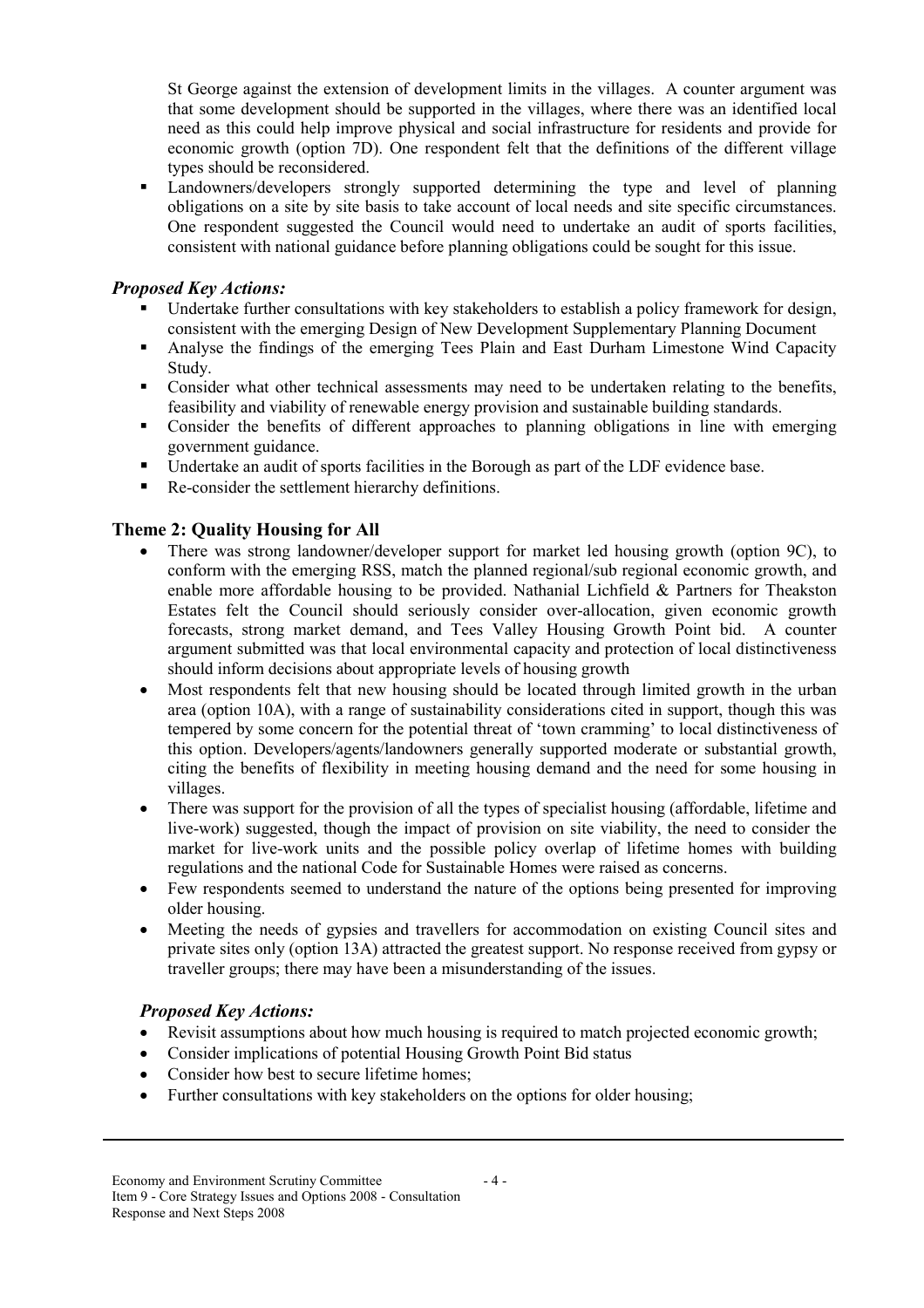St George against the extension of development limits in the villages. A counter argument was that some development should be supported in the villages, where there was an identified local need as this could help improve physical and social infrastructure for residents and provide for economic growth (option 7D). One respondent felt that the definitions of the different village types should be reconsidered.

- Landowners/developers strongly supported determining the type and level of planning obligations on a site by site basis to take account of local needs and site specific circumstances. One respondent suggested the Council would need to undertake an audit of sports facilities, consistent with national guidance before planning obligations could be sought for this issue.

### *Proposed Key Actions:*

- Undertake further consultations with key stakeholders to establish a policy framework for design, consistent with the emerging Design of New Development Supplementary Planning Document
- Analyse the findings of the emerging Tees Plain and East Durham Limestone Wind Capacity Study.
- Consider what other technical assessments may need to be undertaken relating to the benefits, feasibility and viability of renewable energy provision and sustainable building standards.
- Consider the benefits of different approaches to planning obligations in line with emerging government guidance.
- Undertake an audit of sports facilities in the Borough as part of the LDF evidence base.
- Re-consider the settlement hierarchy definitions.

## Theme 2: Quality Housing for All

- There was strong landowner/developer support for market led housing growth (option 9C), to conform with the emerging RSS, match the planned regional/sub regional economic growth, and enable more affordable housing to be provided. Nathanial Lichfield & Partners for Theakston Estates felt the Council should seriously consider over-allocation, given economic growth forecasts, strong market demand, and Tees Valley Housing Growth Point bid. A counter argument submitted was that local environmental capacity and protection of local distinctiveness should inform decisions about appropriate levels of housing growth
- Most respondents felt that new housing should be located through limited growth in the urban area (option 10A), with a range of sustainability considerations cited in support, though this was tempered by some concern for the potential threat of 'town cramming' to local distinctiveness of this option. Developers/agents/landowners generally supported moderate or substantial growth, citing the benefits of flexibility in meeting housing demand and the need for some housing in villages.
- There was support for the provision of all the types of specialist housing (affordable, lifetime and live-work) suggested, though the impact of provision on site viability, the need to consider the market for live-work units and the possible policy overlap of lifetime homes with building regulations and the national Code for Sustainable Homes were raised as concerns.
- Few respondents seemed to understand the nature of the options being presented for improving older housing.
- Meeting the needs of gypsies and travellers for accommodation on existing Council sites and private sites only (option 13A) attracted the greatest support. No response received from gypsy or traveller groups; there may have been a misunderstanding of the issues.

### *Proposed Key Actions:*

- Revisit assumptions about how much housing is required to match projected economic growth;
- Consider implications of potential Housing Growth Point Bid status
- Consider how best to secure lifetime homes;
- Further consultations with key stakeholders on the options for older housing;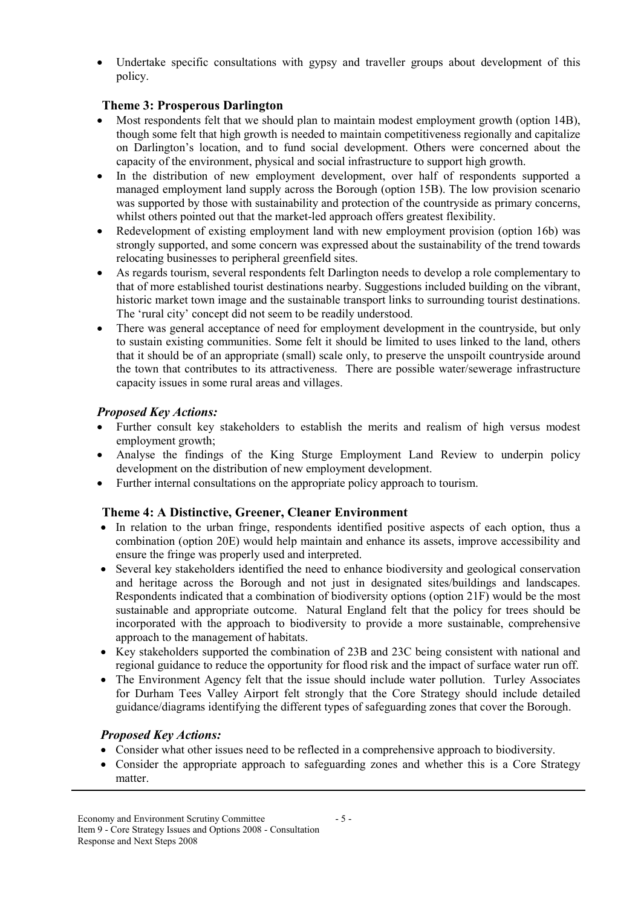- Undertake specific consultations with gypsy and traveller groups about development of this policy.

### Theme 3: Prosperous Darlington

- Most respondents felt that we should plan to maintain modest employment growth (option 14B), though some felt that high growth is needed to maintain competitiveness regionally and capitalize on Darlington's location, and to fund social development. Others were concerned about the capacity of the environment, physical and social infrastructure to support high growth.
- In the distribution of new employment development, over half of respondents supported a managed employment land supply across the Borough (option 15B). The low provision scenario was supported by those with sustainability and protection of the countryside as primary concerns, whilst others pointed out that the market-led approach offers greatest flexibility.
- Redevelopment of existing employment land with new employment provision (option 16b) was strongly supported, and some concern was expressed about the sustainability of the trend towards relocating businesses to peripheral greenfield sites.
- As regards tourism, several respondents felt Darlington needs to develop a role complementary to that of more established tourist destinations nearby. Suggestions included building on the vibrant, historic market town image and the sustainable transport links to surrounding tourist destinations. The 'rural city' concept did not seem to be readily understood.
- There was general acceptance of need for employment development in the countryside, but only to sustain existing communities. Some felt it should be limited to uses linked to the land, others that it should be of an appropriate (small) scale only, to preserve the unspoilt countryside around the town that contributes to its attractiveness. There are possible water/sewerage infrastructure capacity issues in some rural areas and villages.

### *Proposed Key Actions:*

- Further consult key stakeholders to establish the merits and realism of high versus modest employment growth;
- Analyse the findings of the King Sturge Employment Land Review to underpin policy development on the distribution of new employment development.
- Further internal consultations on the appropriate policy approach to tourism.

### Theme 4: A Distinctive, Greener, Cleaner Environment

- In relation to the urban fringe, respondents identified positive aspects of each option, thus a combination (option 20E) would help maintain and enhance its assets, improve accessibility and ensure the fringe was properly used and interpreted.
- Several key stakeholders identified the need to enhance biodiversity and geological conservation and heritage across the Borough and not just in designated sites/buildings and landscapes. Respondents indicated that a combination of biodiversity options (option 21F) would be the most sustainable and appropriate outcome. Natural England felt that the policy for trees should be incorporated with the approach to biodiversity to provide a more sustainable, comprehensive approach to the management of habitats.
- Key stakeholders supported the combination of 23B and 23C being consistent with national and regional guidance to reduce the opportunity for flood risk and the impact of surface water run off.
- The Environment Agency felt that the issue should include water pollution. Turley Associates for Durham Tees Valley Airport felt strongly that the Core Strategy should include detailed guidance/diagrams identifying the different types of safeguarding zones that cover the Borough.

### *Proposed Key Actions:*

- Consider what other issues need to be reflected in a comprehensive approach to biodiversity.
- Consider the appropriate approach to safeguarding zones and whether this is a Core Strategy matter.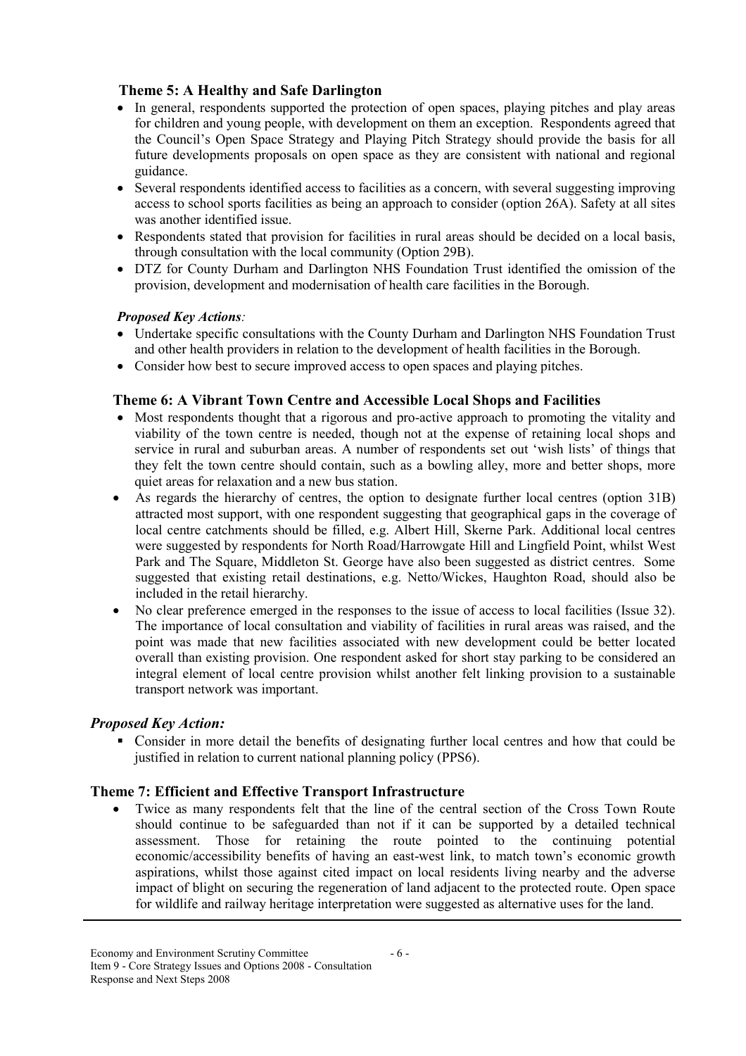### Theme 5: A Healthy and Safe Darlington

- In general, respondents supported the protection of open spaces, playing pitches and play areas for children and young people, with development on them an exception. Respondents agreed that the Council's Open Space Strategy and Playing Pitch Strategy should provide the basis for all future developments proposals on open space as they are consistent with national and regional guidance.
- Several respondents identified access to facilities as a concern, with several suggesting improving access to school sports facilities as being an approach to consider (option 26A). Safety at all sites was another identified issue.
- Respondents stated that provision for facilities in rural areas should be decided on a local basis, through consultation with the local community (Option 29B).
- DTZ for County Durham and Darlington NHS Foundation Trust identified the omission of the provision, development and modernisation of health care facilities in the Borough.

***Proposed Key Actions**:*

- Undertake specific consultations with the County Durham and Darlington NHS Foundation Trust and other health providers in relation to the development of health facilities in the Borough.
- Consider how best to secure improved access to open spaces and playing pitches.

### Theme 6: A Vibrant Town Centre and Accessible Local Shops and Facilities

- Most respondents thought that a rigorous and pro-active approach to promoting the vitality and viability of the town centre is needed, though not at the expense of retaining local shops and service in rural and suburban areas. A number of respondents set out 'wish lists' of things that they felt the town centre should contain, such as a bowling alley, more and better shops, more quiet areas for relaxation and a new bus station.
- As regards the hierarchy of centres, the option to designate further local centres (option 31B) attracted most support, with one respondent suggesting that geographical gaps in the coverage of local centre catchments should be filled, e.g. Albert Hill, Skerne Park. Additional local centres were suggested by respondents for North Road/Harrowgate Hill and Lingfield Point, whilst West Park and The Square, Middleton St. George have also been suggested as district centres. Some suggested that existing retail destinations, e.g. Netto/Wickes, Haughton Road, should also be included in the retail hierarchy.
- No clear preference emerged in the responses to the issue of access to local facilities (Issue 32). The importance of local consultation and viability of facilities in rural areas was raised, and the point was made that new facilities associated with new development could be better located overall than existing provision. One respondent asked for short stay parking to be considered an integral element of local centre provision whilst another felt linking provision to a sustainable transport network was important.

***Proposed Key Action:***

- Consider in more detail the benefits of designating further local centres and how that could be justified in relation to current national planning policy (PPS6).

### Theme 7: Efficient and Effective Transport Infrastructure

- Twice as many respondents felt that the line of the central section of the Cross Town Route should continue to be safeguarded than not if it can be supported by a detailed technical assessment. Those for retaining the route pointed to the continuing potential economic/accessibility benefits of having an east-west link, to match town's economic growth aspirations, whilst those against cited impact on local residents living nearby and the adverse impact of blight on securing the regeneration of land adjacent to the protected route. Open space for wildlife and railway heritage interpretation were suggested as alternative uses for the land.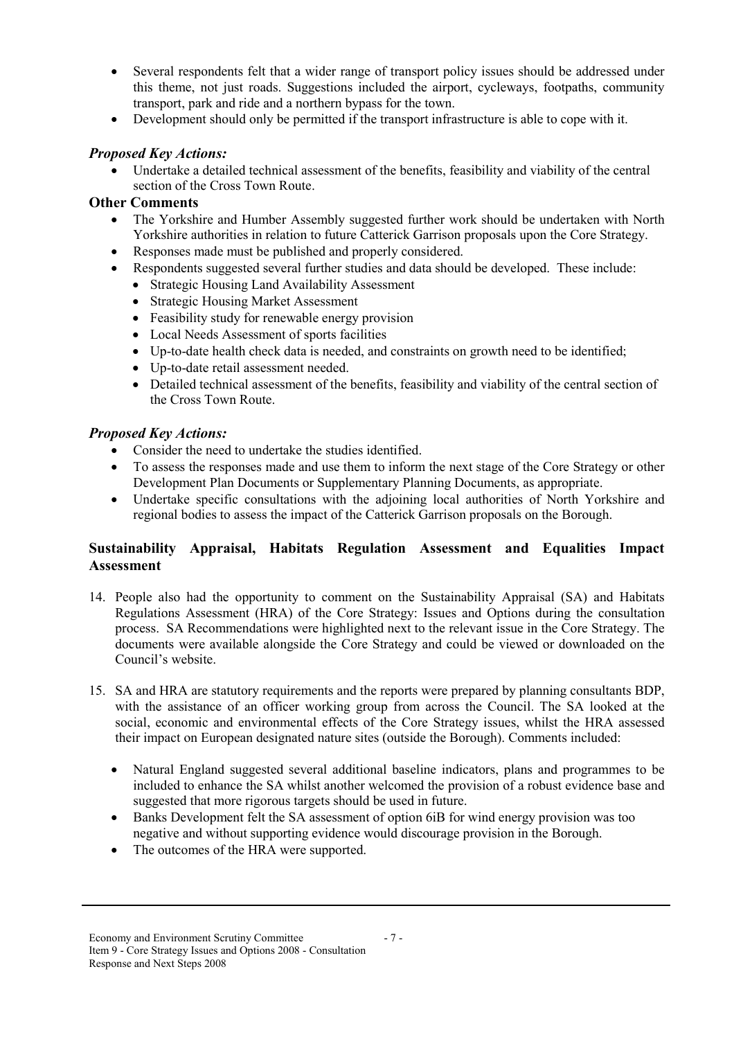- Several respondents felt that a wider range of transport policy issues should be addressed under this theme, not just roads. Suggestions included the airport, cycleways, footpaths, community transport, park and ride and a northern bypass for the town.
- Development should only be permitted if the transport infrastructure is able to cope with it.

### *Proposed Key Actions:*

- Undertake a detailed technical assessment of the benefits, feasibility and viability of the central section of the Cross Town Route.

### Other Comments

- The Yorkshire and Humber Assembly suggested further work should be undertaken with North Yorkshire authorities in relation to future Catterick Garrison proposals upon the Core Strategy.
- Responses made must be published and properly considered.
- Respondents suggested several further studies and data should be developed. These include:
  - Strategic Housing Land Availability Assessment
  - Strategic Housing Market Assessment
  - Feasibility study for renewable energy provision
  - Local Needs Assessment of sports facilities
  - Up-to-date health check data is needed, and constraints on growth need to be identified;
  - Up-to-date retail assessment needed.
  - Detailed technical assessment of the benefits, feasibility and viability of the central section of the Cross Town Route.

### *Proposed Key Actions:*

- Consider the need to undertake the studies identified.
- To assess the responses made and use them to inform the next stage of the Core Strategy or other Development Plan Documents or Supplementary Planning Documents, as appropriate.
- Undertake specific consultations with the adjoining local authorities of North Yorkshire and regional bodies to assess the impact of the Catterick Garrison proposals on the Borough.

### Sustainability Appraisal, Habitats Regulation Assessment and Equalities Impact Assessment

14. People also had the opportunity to comment on the Sustainability Appraisal (SA) and Habitats Regulations Assessment (HRA) of the Core Strategy: Issues and Options during the consultation process. SA Recommendations were highlighted next to the relevant issue in the Core Strategy. The documents were available alongside the Core Strategy and could be viewed or downloaded on the Council's website.

15. SA and HRA are statutory requirements and the reports were prepared by planning consultants BDP, with the assistance of an officer working group from across the Council. The SA looked at the social, economic and environmental effects of the Core Strategy issues, whilst the HRA assessed their impact on European designated nature sites (outside the Borough). Comments included:

    - Natural England suggested several additional baseline indicators, plans and programmes to be included to enhance the SA whilst another welcomed the provision of a robust evidence base and suggested that more rigorous targets should be used in future.
    - Banks Development felt the SA assessment of option 6iB for wind energy provision was too negative and without supporting evidence would discourage provision in the Borough.
    - The outcomes of the HRA were supported.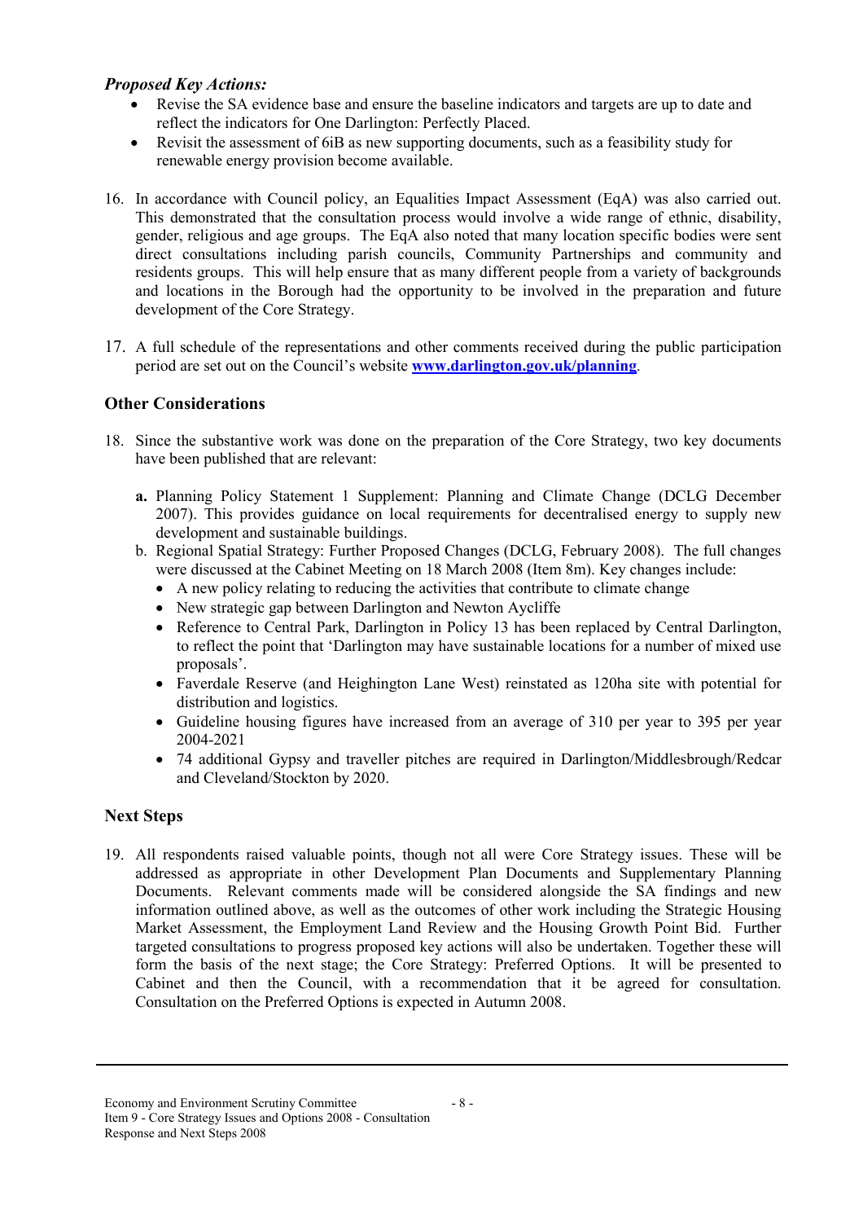***Proposed Key Actions:***

- Revise the SA evidence base and ensure the baseline indicators and targets are up to date and reflect the indicators for One Darlington: Perfectly Placed.
- Revisit the assessment of 6iB as new supporting documents, such as a feasibility study for renewable energy provision become available.

16. In accordance with Council policy, an Equalities Impact Assessment (EqA) was also carried out. This demonstrated that the consultation process would involve a wide range of ethnic, disability, gender, religious and age groups. The EqA also noted that many location specific bodies were sent direct consultations including parish councils, Community Partnerships and community and residents groups. This will help ensure that as many different people from a variety of backgrounds and locations in the Borough had the opportunity to be involved in the preparation and future development of the Core Strategy.

17. A full schedule of the representations and other comments received during the public participation period are set out on the Council's website **[www.darlington.gov.uk/planning](http://www.darlington.gov.uk/planning)**.

## Other Considerations

18. Since the substantive work was done on the preparation of the Core Strategy, two key documents have been published that are relevant:

    **a.** Planning Policy Statement 1 Supplement: Planning and Climate Change (DCLG December 2007). This provides guidance on local requirements for decentralised energy to supply new development and sustainable buildings.

    b. Regional Spatial Strategy: Further Proposed Changes (DCLG, February 2008). The full changes were discussed at the Cabinet Meeting on 18 March 2008 (Item 8m). Key changes include:
    - A new policy relating to reducing the activities that contribute to climate change
    - New strategic gap between Darlington and Newton Aycliffe
    - Reference to Central Park, Darlington in Policy 13 has been replaced by Central Darlington, to reflect the point that 'Darlington may have sustainable locations for a number of mixed use proposals'.
    - Faverdale Reserve (and Heighington Lane West) reinstated as 120ha site with potential for distribution and logistics.
    - Guideline housing figures have increased from an average of 310 per year to 395 per year 2004-2021
    - 74 additional Gypsy and traveller pitches are required in Darlington/Middlesbrough/Redcar and Cleveland/Stockton by 2020.

## Next Steps

19. All respondents raised valuable points, though not all were Core Strategy issues. These will be addressed as appropriate in other Development Plan Documents and Supplementary Planning Documents. Relevant comments made will be considered alongside the SA findings and new information outlined above, as well as the outcomes of other work including the Strategic Housing Market Assessment, the Employment Land Review and the Housing Growth Point Bid. Further targeted consultations to progress proposed key actions will also be undertaken. Together these will form the basis of the next stage; the Core Strategy: Preferred Options. It will be presented to Cabinet and then the Council, with a recommendation that it be agreed for consultation. Consultation on the Preferred Options is expected in Autumn 2008.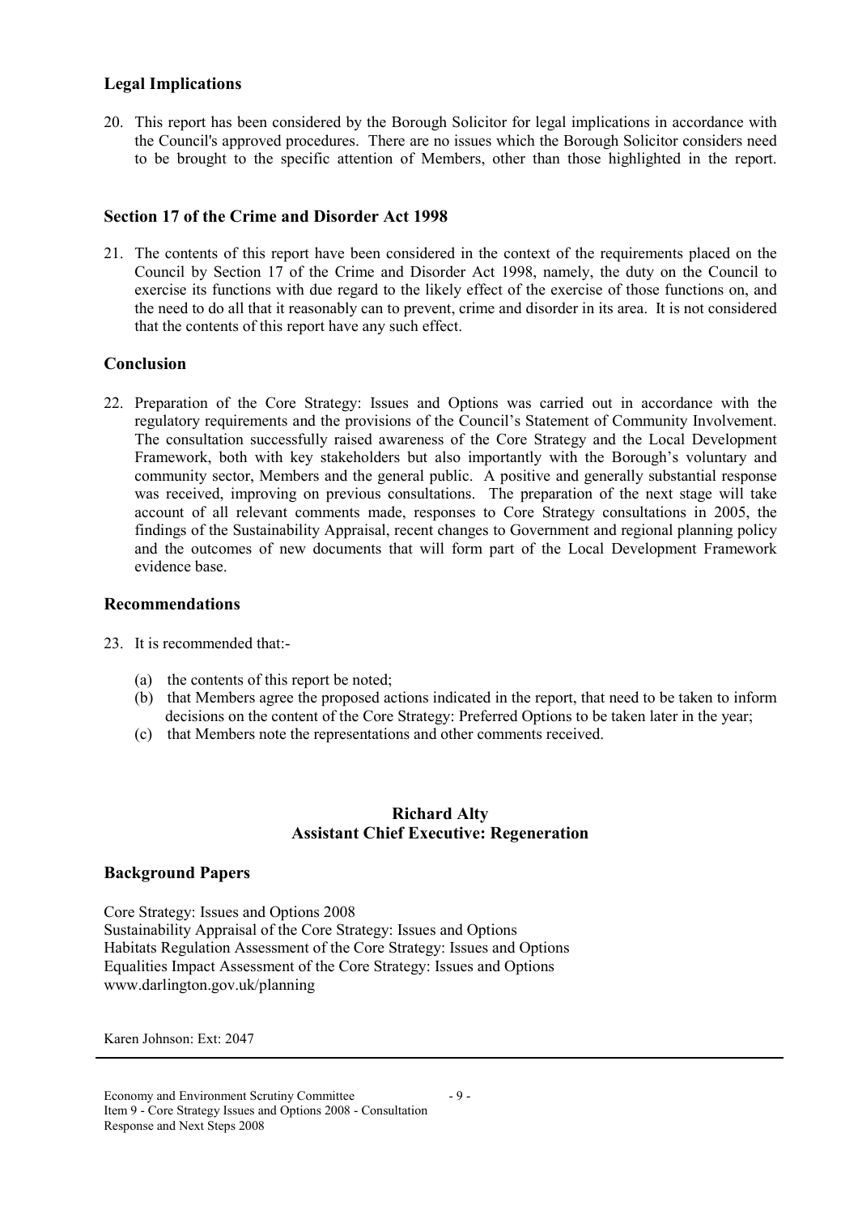## Legal Implications

20. This report has been considered by the Borough Solicitor for legal implications in accordance with the Council's approved procedures. There are no issues which the Borough Solicitor considers need to be brought to the specific attention of Members, other than those highlighted in the report.

## Section 17 of the Crime and Disorder Act 1998

21. The contents of this report have been considered in the context of the requirements placed on the Council by Section 17 of the Crime and Disorder Act 1998, namely, the duty on the Council to exercise its functions with due regard to the likely effect of the exercise of those functions on, and the need to do all that it reasonably can to prevent, crime and disorder in its area. It is not considered that the contents of this report have any such effect.

## Conclusion

22. Preparation of the Core Strategy: Issues and Options was carried out in accordance with the regulatory requirements and the provisions of the Council's Statement of Community Involvement. The consultation successfully raised awareness of the Core Strategy and the Local Development Framework, both with key stakeholders but also importantly with the Borough's voluntary and community sector, Members and the general public. A positive and generally substantial response was received, improving on previous consultations. The preparation of the next stage will take account of all relevant comments made, responses to Core Strategy consultations in 2005, the findings of the Sustainability Appraisal, recent changes to Government and regional planning policy and the outcomes of new documents that will form part of the Local Development Framework evidence base.

## Recommendations

23. It is recommended that:-

    (a) the contents of this report be noted;
    (b) that Members agree the proposed actions indicated in the report, that need to be taken to inform decisions on the content of the Core Strategy: Preferred Options to be taken later in the year;
    (c) that Members note the representations and other comments received.

**Richard Alty**
**Assistant Chief Executive: Regeneration**

## Background Papers

Core Strategy: Issues and Options 2008
Sustainability Appraisal of the Core Strategy: Issues and Options
Habitats Regulation Assessment of the Core Strategy: Issues and Options
Equalities Impact Assessment of the Core Strategy: Issues and Options
www.darlington.gov.uk/planning

Karen Johnson: Ext: 2047